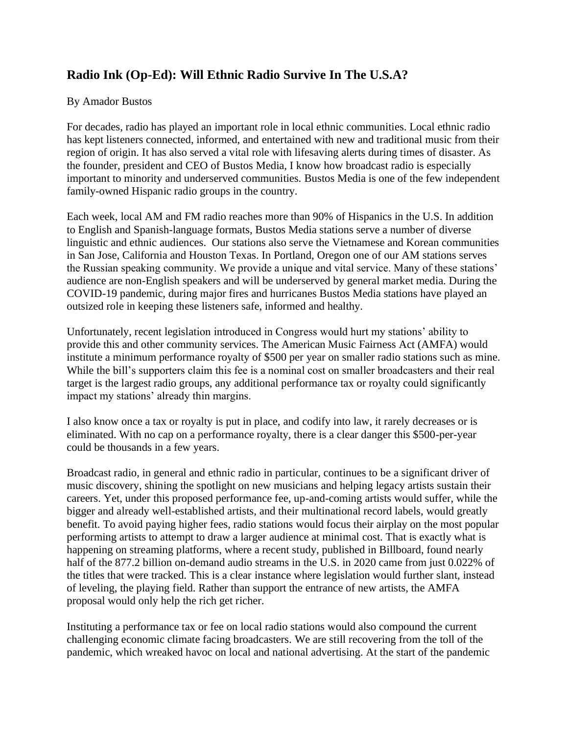## Radio Ink (Op-Ed): Will Ethnic Radio Survive In The U.S.A?

By Amador Bustos

For decades, radio has played an important role in local ethnic communities. Local ethnic radio has kept listeners connected, informed, and entertained with new and traditional music from their region of origin. It has also served a vital role with lifesaving alerts during times of disaster. As the founder, president and CEO of Bustos Media, I know how broadcast radio is especially important to minority and underserved communities. Bustos Media is one of the few independent family-owned Hispanic radio groups in the country.

Each week, local AM and FM radio reaches more than 90% of Hispanics in the U.S. In addition to English and Spanish-language formats, Bustos Media stations serve a number of diverse linguistic and ethnic audiences. Our stations also serve the Vietnamese and Korean communities in San Jose, California and Houston Texas. In Portland, Oregon one of our AM stations serves the Russian speaking community. We provide a unique and vital service. Many of these stations' audience are non-English speakers and will be underserved by general market media. During the COVID-19 pandemic, during major fires and hurricanes Bustos Media stations have played an outsized role in keeping these listeners safe, informed and healthy.

Unfortunately, recent legislation introduced in Congress would hurt my stations' ability to provide this and other community services. The American Music Fairness Act (AMFA) would institute a minimum performance royalty of $500 per year on smaller radio stations such as mine. While the bill's supporters claim this fee is a nominal cost on smaller broadcasters and their real target is the largest radio groups, any additional performance tax or royalty could significantly impact my stations' already thin margins.

I also know once a tax or royalty is put in place, and codify into law, it rarely decreases or is eliminated. With no cap on a performance royalty, there is a clear danger this $500-per-year could be thousands in a few years.

Broadcast radio, in general and ethnic radio in particular, continues to be a significant driver of music discovery, shining the spotlight on new musicians and helping legacy artists sustain their careers. Yet, under this proposed performance fee, up-and-coming artists would suffer, while the bigger and already well-established artists, and their multinational record labels, would greatly benefit. To avoid paying higher fees, radio stations would focus their airplay on the most popular performing artists to attempt to draw a larger audience at minimal cost. That is exactly what is happening on streaming platforms, where a recent study, published in Billboard, found nearly half of the 877.2 billion on-demand audio streams in the U.S. in 2020 came from just 0.022% of the titles that were tracked. This is a clear instance where legislation would further slant, instead of leveling, the playing field. Rather than support the entrance of new artists, the AMFA proposal would only help the rich get richer.

Instituting a performance tax or fee on local radio stations would also compound the current challenging economic climate facing broadcasters. We are still recovering from the toll of the pandemic, which wreaked havoc on local and national advertising. At the start of the pandemic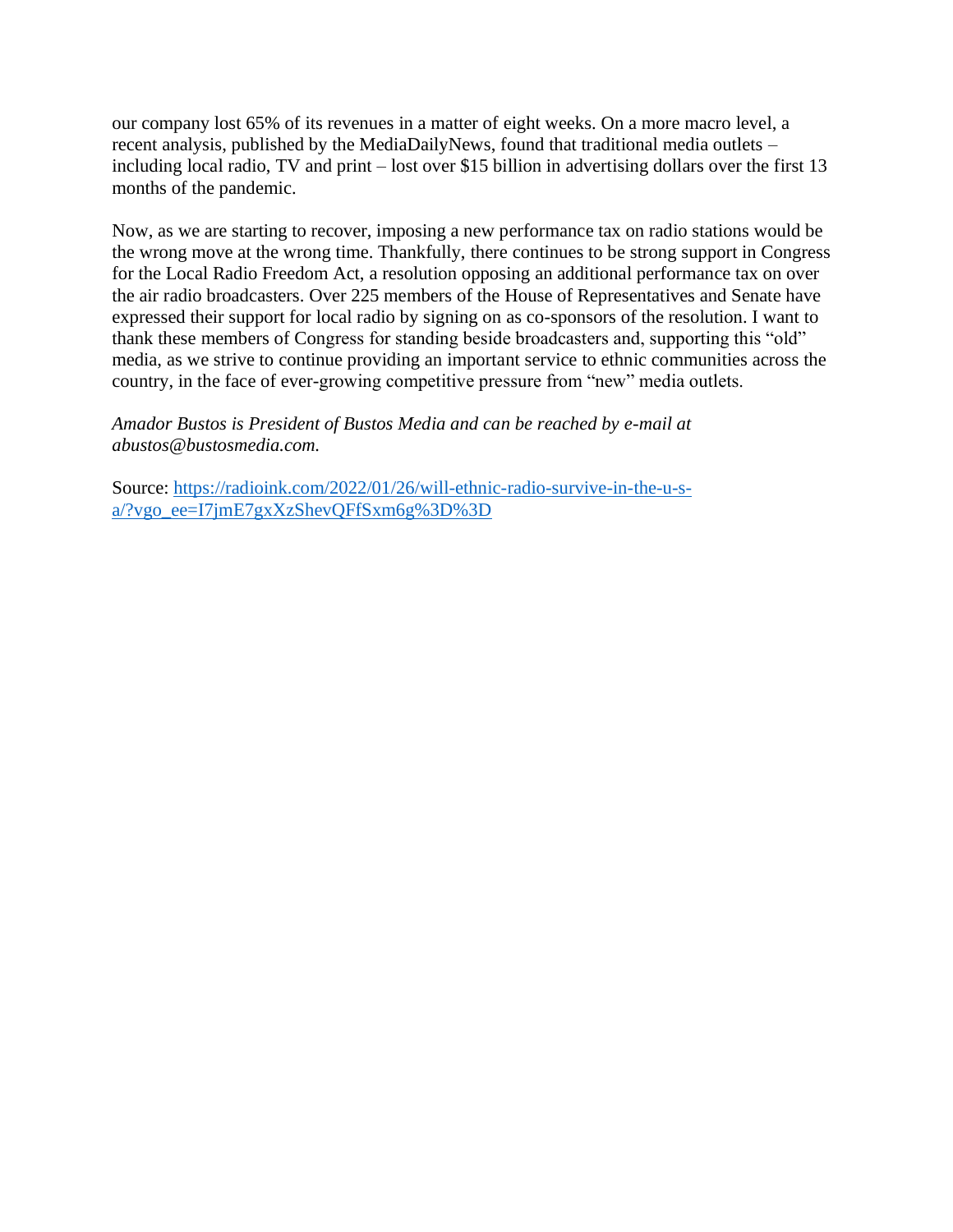our company lost 65% of its revenues in a matter of eight weeks. On a more macro level, a recent analysis, published by the MediaDailyNews, found that traditional media outlets – including local radio, TV and print – lost over $15 billion in advertising dollars over the first 13 months of the pandemic.

Now, as we are starting to recover, imposing a new performance tax on radio stations would be the wrong move at the wrong time. Thankfully, there continues to be strong support in Congress for the Local Radio Freedom Act, a resolution opposing an additional performance tax on over the air radio broadcasters. Over 225 members of the House of Representatives and Senate have expressed their support for local radio by signing on as co-sponsors of the resolution. I want to thank these members of Congress for standing beside broadcasters and, supporting this "old" media, as we strive to continue providing an important service to ethnic communities across the country, in the face of ever-growing competitive pressure from "new" media outlets.

*Amador Bustos is President of Bustos Media and can be reached by e-mail at abustos@bustosmedia.com.*

Source: [https://radioink.com/2022/01/26/will-ethnic-radio-survive-in-the-u-s-a/?vgo_ee=I7jmE7gxXzShevQFfSxm6g%3D%3D](https://radioink.com/2022/01/26/will-ethnic-radio-survive-in-the-u-s-a/?vgo_ee=I7jmE7gxXzShevQFfSxm6g%3D%3D)